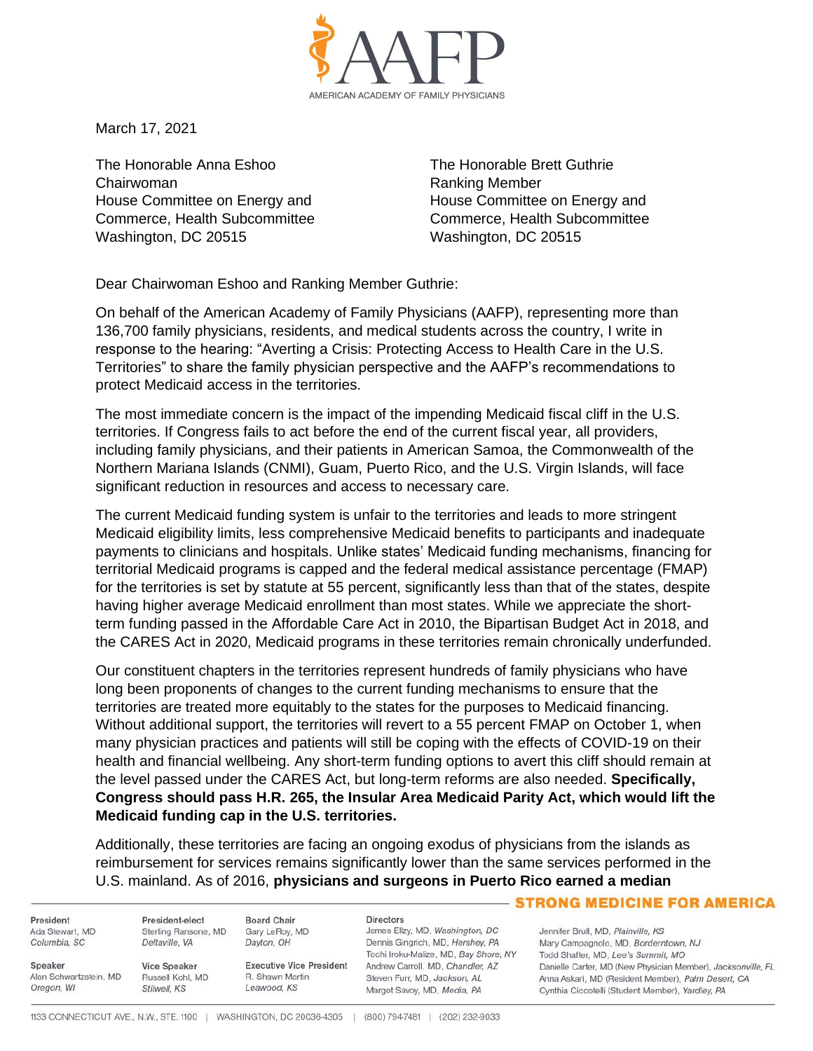AMERICAN ACADEMY OF FAMILY PHYSICIANS

March 17, 2021

The Honorable Anna Eshoo
Chairwoman
House Committee on Energy and Commerce, Health Subcommittee
Washington, DC 20515

The Honorable Brett Guthrie
Ranking Member
House Committee on Energy and Commerce, Health Subcommittee
Washington, DC 20515

Dear Chairwoman Eshoo and Ranking Member Guthrie:

On behalf of the American Academy of Family Physicians (AAFP), representing more than 136,700 family physicians, residents, and medical students across the country, I write in response to the hearing: "Averting a Crisis: Protecting Access to Health Care in the U.S. Territories" to share the family physician perspective and the AAFP's recommendations to protect Medicaid access in the territories.

The most immediate concern is the impact of the impending Medicaid fiscal cliff in the U.S. territories. If Congress fails to act before the end of the current fiscal year, all providers, including family physicians, and their patients in American Samoa, the Commonwealth of the Northern Mariana Islands (CNMI), Guam, Puerto Rico, and the U.S. Virgin Islands, will face significant reduction in resources and access to necessary care.

The current Medicaid funding system is unfair to the territories and leads to more stringent Medicaid eligibility limits, less comprehensive Medicaid benefits to participants and inadequate payments to clinicians and hospitals. Unlike states' Medicaid funding mechanisms, financing for territorial Medicaid programs is capped and the federal medical assistance percentage (FMAP) for the territories is set by statute at 55 percent, significantly less than that of the states, despite having higher average Medicaid enrollment than most states. While we appreciate the short-term funding passed in the Affordable Care Act in 2010, the Bipartisan Budget Act in 2018, and the CARES Act in 2020, Medicaid programs in these territories remain chronically underfunded.

Our constituent chapters in the territories represent hundreds of family physicians who have long been proponents of changes to the current funding mechanisms to ensure that the territories are treated more equitably to the states for the purposes to Medicaid financing. Without additional support, the territories will revert to a 55 percent FMAP on October 1, when many physician practices and patients will still be coping with the effects of COVID-19 on their health and financial wellbeing. Any short-term funding options to avert this cliff should remain at the level passed under the CARES Act, but long-term reforms are also needed. **Specifically, Congress should pass H.R. 265, the Insular Area Medicaid Parity Act, which would lift the Medicaid funding cap in the U.S. territories.**

Additionally, these territories are facing an ongoing exodus of physicians from the islands as reimbursement for services remains significantly lower than the same services performed in the U.S. mainland. As of 2016, **physicians and surgeons in Puerto Rico earned a median**

STRONG MEDICINE FOR AMERICA

President: Ada Stewart, MD, *Columbia, SC*
President-elect: Sterling Ransone, MD, *Deltaville, VA*
Board Chair: Gary LeRoy, MD, *Dayton, OH*
Speaker: Alan Schwartzstein, MD, *Oregon, WI*
Vice Speaker: Russell Kohl, MD, *Stilwell, KS*
Executive Vice President: R. Shawn Martin, *Leawood, KS*

Directors:
James Ellzy, MD, *Washington, DC*
Dennis Gingrich, MD, *Hershey, PA*
Tochi Iroku-Malize, MD, *Bay Shore, NY*
Andrew Carroll, MD, *Chandler, AZ*
Steven Furr, MD, *Jackson, AL*
Margot Savoy, MD, *Media, PA*
Jennifer Brull, MD, *Plainville, KS*
Mary Campagnolo, MD, *Borderntown, NJ*
Todd Shafler, MD, *Lee's Summit, MO*
Danielle Carter, MD (New Physician Member), *Jacksonville, FL*
Anna Askari, MD (Resident Member), *Palm Desert, CA*
Cynthia Ciccotelli (Student Member), *Yardley, PA*

1133 CONNECTICUT AVE., N.W., STE. 1100 | WASHINGTON, DC 20036-4305 | (800) 794-7481 | (202) 232-9033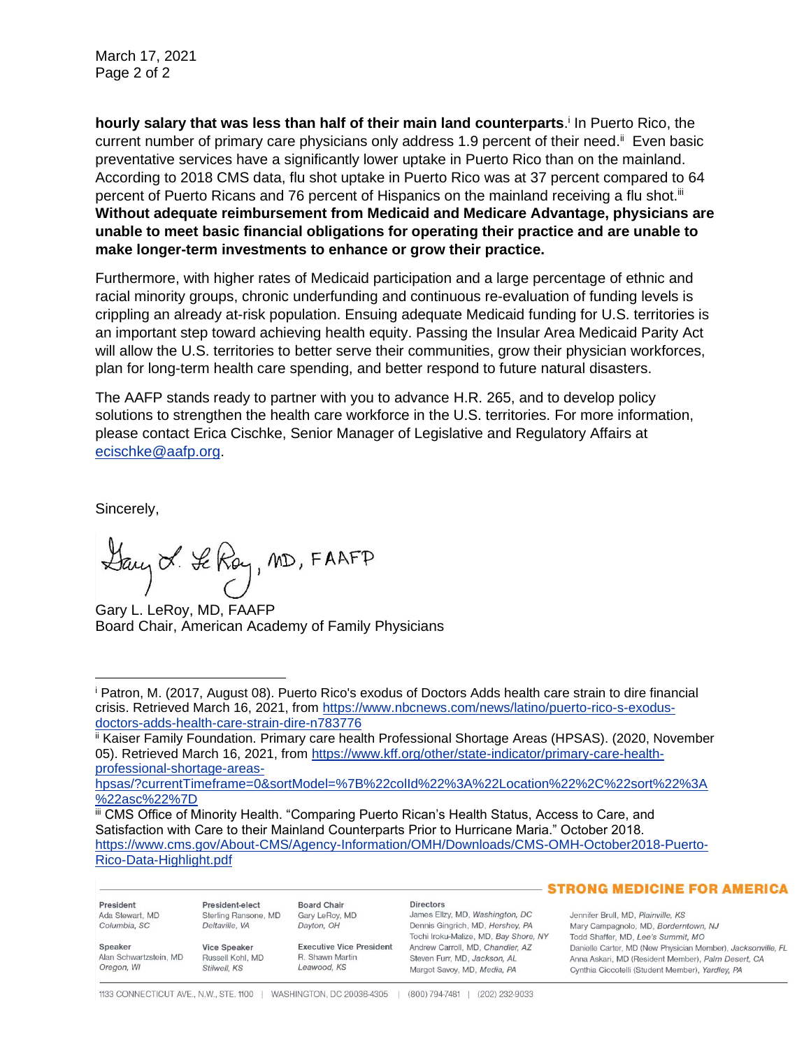**hourly salary that was less than half of their main land counterparts**.[i] In Puerto Rico, the current number of primary care physicians only address 1.9 percent of their need.[ii] Even basic preventative services have a significantly lower uptake in Puerto Rico than on the mainland. According to 2018 CMS data, flu shot uptake in Puerto Rico was at 37 percent compared to 64 percent of Puerto Ricans and 76 percent of Hispanics on the mainland receiving a flu shot.[iii] **Without adequate reimbursement from Medicaid and Medicare Advantage, physicians are unable to meet basic financial obligations for operating their practice and are unable to make longer-term investments to enhance or grow their practice.**

Furthermore, with higher rates of Medicaid participation and a large percentage of ethnic and racial minority groups, chronic underfunding and continuous re-evaluation of funding levels is crippling an already at-risk population. Ensuing adequate Medicaid funding for U.S. territories is an important step toward achieving health equity. Passing the Insular Area Medicaid Parity Act will allow the U.S. territories to better serve their communities, grow their physician workforces, plan for long-term health care spending, and better respond to future natural disasters.

The AAFP stands ready to partner with you to advance H.R. 265, and to develop policy solutions to strengthen the health care workforce in the U.S. territories. For more information, please contact Erica Cischke, Senior Manager of Legislative and Regulatory Affairs at ecischke@aafp.org.

Sincerely,

Gary L. LeRoy, MD, FAAFP

Gary L. LeRoy, MD, FAAFP
Board Chair, American Academy of Family Physicians

---

[i] Patron, M. (2017, August 08). Puerto Rico's exodus of Doctors Adds health care strain to dire financial crisis. Retrieved March 16, 2021, from https://www.nbcnews.com/news/latino/puerto-rico-s-exodus-doctors-adds-health-care-strain-dire-n783776

[ii] Kaiser Family Foundation. Primary care health Professional Shortage Areas (HPSAS). (2020, November 05). Retrieved March 16, 2021, from https://www.kff.org/other/state-indicator/primary-care-health-professional-shortage-areas-hpsas/?currentTimeframe=0&sortModel=%7B%22colId%22%3A%22Location%22%2C%22sort%22%3A%22asc%22%7D

[iii] CMS Office of Minority Health. "Comparing Puerto Rican's Health Status, Access to Care, and Satisfaction with Care to their Mainland Counterparts Prior to Hurricane Maria." October 2018. https://www.cms.gov/About-CMS/Agency-Information/OMH/Downloads/CMS-OMH-October2018-Puerto-Rico-Data-Highlight.pdf

STRONG MEDICINE FOR AMERICA

President
Ada Stewart, MD
*Columbia, SC*

Speaker
Alan Schwartzstein, MD
*Oregon, WI*

President-elect
Sterling Ransone, MD
*Deltaville, VA*

Vice Speaker
Russell Kohl, MD
*Stilwell, KS*

Board Chair
Gary LeRoy, MD
*Dayton, OH*

Executive Vice President
R. Shawn Martin
*Leawood, KS*

Directors
James Ellzy, MD, *Washington, DC*
Dennis Gingrich, MD, *Hershey, PA*
Tochi Iroku-Malize, MD, *Bay Shore, NY*
Andrew Carroll, MD, *Chandler, AZ*
Steven Furr, MD, *Jackson, AL*
Margot Savoy, MD, *Media, PA*
Jennifer Brull, MD, *Plainville, KS*
Mary Campagnolo, MD, *Borderntown, NJ*
Todd Shaffer, MD, *Lee's Summit, MO*
Danielle Carter, MD (New Physician Member), *Jacksonville, FL*
Anna Askari, MD (Resident Member), *Palm Desert, CA*
Cynthia Ciccotelli (Student Member), *Yardley, PA*

1133 CONNECTICUT AVE., N.W., STE. 1100 | WASHINGTON, DC 20036-4305 | (800) 794-7481 | (202) 232-9033